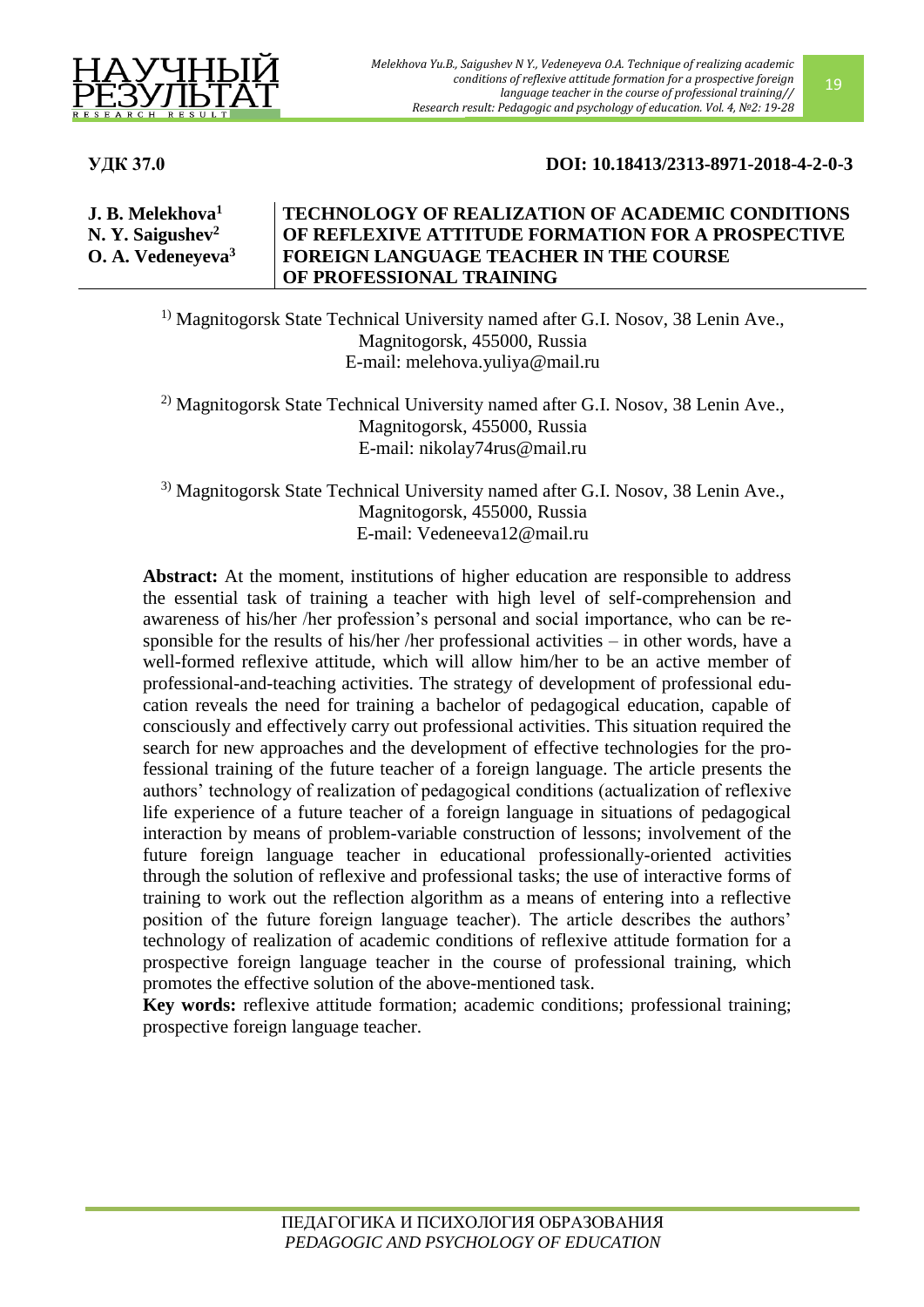УДК 37.0

DOI: 10.18413/2313-8971-2018-4-2-0-3

**J. B. Melekhova[1]**
**N. Y. Saigushev[2]**
**O. A. Vedeneyeva[3]**

# TECHNOLOGY OF REALIZATION OF ACADEMIC CONDITIONS OF REFLEXIVE ATTITUDE FORMATION FOR A PROSPECTIVE FOREIGN LANGUAGE TEACHER IN THE COURSE OF PROFESSIONAL TRAINING

[1)] Magnitogorsk State Technical University named after G.I. Nosov, 38 Lenin Ave., Magnitogorsk, 455000, Russia
E-mail: melehova.yuliya@mail.ru

[2)] Magnitogorsk State Technical University named after G.I. Nosov, 38 Lenin Ave., Magnitogorsk, 455000, Russia
E-mail: nikolay74rus@mail.ru

[3)] Magnitogorsk State Technical University named after G.I. Nosov, 38 Lenin Ave., Magnitogorsk, 455000, Russia
E-mail: Vedeneeva12@mail.ru

**Abstract:** At the moment, institutions of higher education are responsible to address the essential task of training a teacher with high level of self-comprehension and awareness of his/her /her profession's personal and social importance, who can be responsible for the results of his/her /her professional activities – in other words, have a well-formed reflexive attitude, which will allow him/her to be an active member of professional-and-teaching activities. The strategy of development of professional education reveals the need for training a bachelor of pedagogical education, capable of consciously and effectively carry out professional activities. This situation required the search for new approaches and the development of effective technologies for the professional training of the future teacher of a foreign language. The article presents the authors' technology of realization of pedagogical conditions (actualization of reflexive life experience of a future teacher of a foreign language in situations of pedagogical interaction by means of problem-variable construction of lessons; involvement of the future foreign language teacher in educational professionally-oriented activities through the solution of reflexive and professional tasks; the use of interactive forms of training to work out the reflection algorithm as a means of entering into a reflective position of the future foreign language teacher). The article describes the authors' technology of realization of academic conditions of reflexive attitude formation for a prospective foreign language teacher in the course of professional training, which promotes the effective solution of the above-mentioned task.

**Key words:** reflexive attitude formation; academic conditions; professional training; prospective foreign language teacher.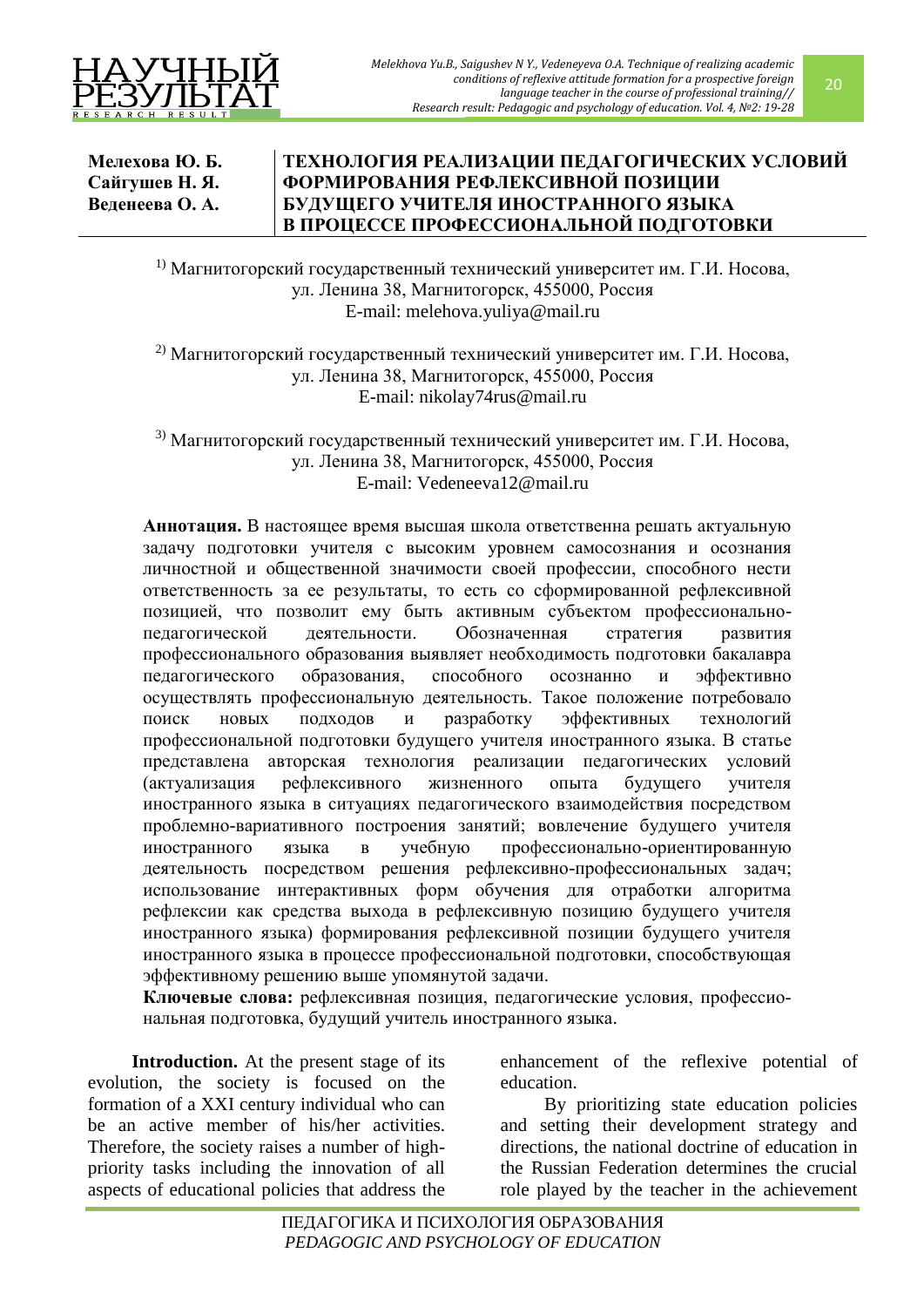**Мелехова Ю. Б.**
**Сайгушев Н. Я.**
**Веденеева О. А.**

# ТЕХНОЛОГИЯ РЕАЛИЗАЦИИ ПЕДАГОГИЧЕСКИХ УСЛОВИЙ ФОРМИРОВАНИЯ РЕФЛЕКСИВНОЙ ПОЗИЦИИ БУДУЩЕГО УЧИТЕЛЯ ИНОСТРАННОГО ЯЗЫКА В ПРОЦЕССЕ ПРОФЕССИОНАЛЬНОЙ ПОДГОТОВКИ

[1] Магнитогорский государственный технический университет им. Г.И. Носова, ул. Ленина 38, Магнитогорск, 455000, Россия
E-mail: melehova.yuliya@mail.ru

[2] Магнитогорский государственный технический университет им. Г.И. Носова, ул. Ленина 38, Магнитогорск, 455000, Россия
E-mail: nikolay74rus@mail.ru

[3] Магнитогорский государственный технический университет им. Г.И. Носова, ул. Ленина 38, Магнитогорск, 455000, Россия
E-mail: Vedeneeva12@mail.ru

**Аннотация.** В настоящее время высшая школа ответственна решать актуальную задачу подготовки учителя с высоким уровнем самосознания и осознания личностной и общественной значимости своей профессии, способного нести ответственность за ее результаты, то есть со сформированной рефлексивной позицией, что позволит ему быть активным субъектом профессионально-педагогической деятельности. Обозначенная стратегия развития профессионального образования выявляет необходимость подготовки бакалавра педагогического образования, способного осознанно и эффективно осуществлять профессиональную деятельность. Такое положение потребовало поиск новых подходов и разработку эффективных технологий профессиональной подготовки будущего учителя иностранного языка. В статье представлена авторская технология реализации педагогических условий (актуализация рефлексивного жизненного опыта будущего учителя иностранного языка в ситуациях педагогического взаимодействия посредством проблемно-вариативного построения занятий; вовлечение будущего учителя иностранного языка в учебную профессионально-ориентированную деятельность посредством решения рефлексивно-профессиональных задач; использование интерактивных форм обучения для отработки алгоритма рефлексии как средства выхода в рефлексивную позицию будущего учителя иностранного языка) формирования рефлексивной позиции будущего учителя иностранного языка в процессе профессиональной подготовки, способствующая эффективному решению выше упомянутой задачи.

**Ключевые слова:** рефлексивная позиция, педагогические условия, профессиональная подготовка, будущий учитель иностранного языка.

**Introduction.** At the present stage of its evolution, the society is focused on the formation of a XXI century individual who can be an active member of his/her activities. Therefore, the society raises a number of high-priority tasks including the innovation of all aspects of educational policies that address the enhancement of the reflexive potential of education.

By prioritizing state education policies and setting their development strategy and directions, the national doctrine of education in the Russian Federation determines the crucial role played by the teacher in the achievement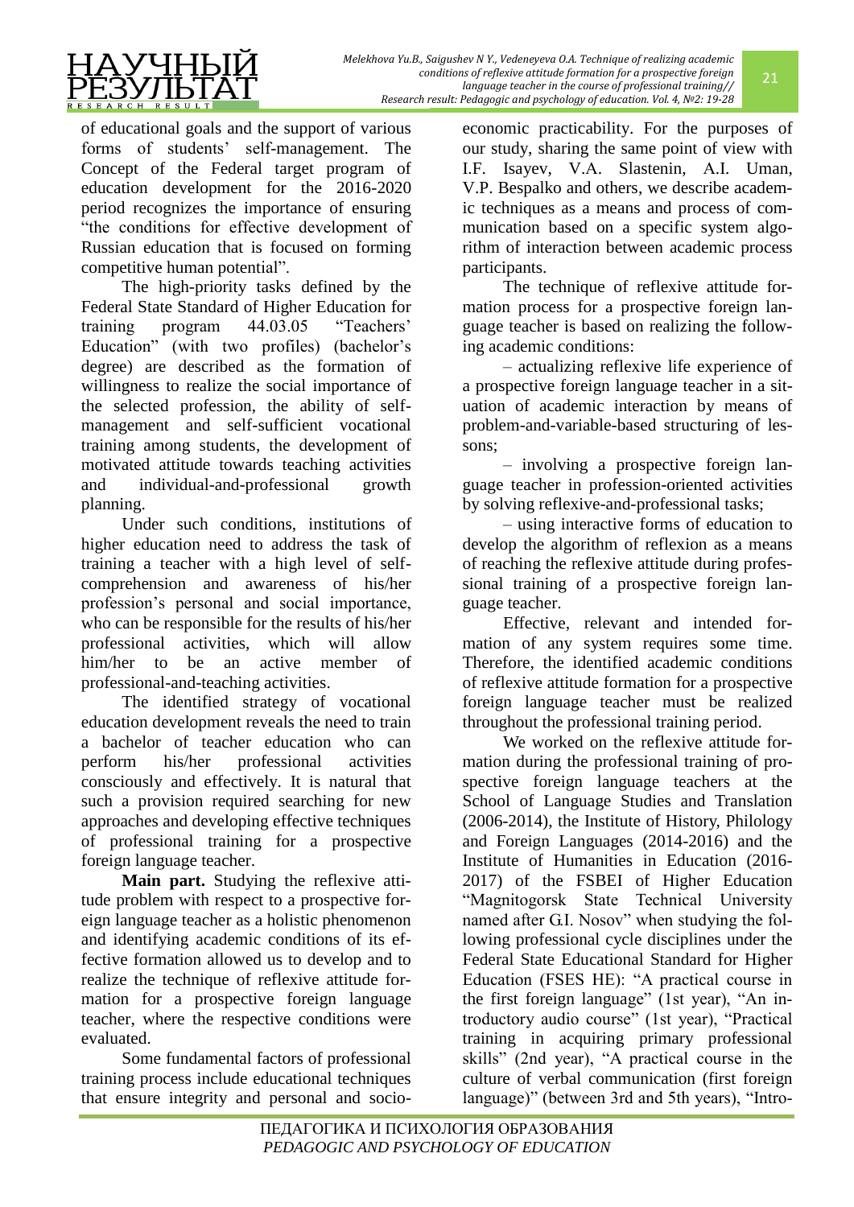of educational goals and the support of various forms of students' self-management. The Concept of the Federal target program of education development for the 2016-2020 period recognizes the importance of ensuring "the conditions for effective development of Russian education that is focused on forming competitive human potential".

The high-priority tasks defined by the Federal State Standard of Higher Education for training program 44.03.05 "Teachers' Education" (with two profiles) (bachelor's degree) are described as the formation of willingness to realize the social importance of the selected profession, the ability of self-management and self-sufficient vocational training among students, the development of motivated attitude towards teaching activities and individual-and-professional growth planning.

Under such conditions, institutions of higher education need to address the task of training a teacher with a high level of self-comprehension and awareness of his/her profession's personal and social importance, who can be responsible for the results of his/her professional activities, which will allow him/her to be an active member of professional-and-teaching activities.

The identified strategy of vocational education development reveals the need to train a bachelor of teacher education who can perform his/her professional activities consciously and effectively. It is natural that such a provision required searching for new approaches and developing effective techniques of professional training for a prospective foreign language teacher.

**Main part.** Studying the reflexive attitude problem with respect to a prospective foreign language teacher as a holistic phenomenon and identifying academic conditions of its effective formation allowed us to develop and to realize the technique of reflexive attitude formation for a prospective foreign language teacher, where the respective conditions were evaluated.

Some fundamental factors of professional training process include educational techniques that ensure integrity and personal and socio-economic practicability. For the purposes of our study, sharing the same point of view with I.F. Isayev, V.A. Slastenin, A.I. Uman, V.P. Bespalko and others, we describe academic techniques as a means and process of communication based on a specific system algorithm of interaction between academic process participants.

The technique of reflexive attitude formation process for a prospective foreign language teacher is based on realizing the following academic conditions:

– actualizing reflexive life experience of a prospective foreign language teacher in a situation of academic interaction by means of problem-and-variable-based structuring of lessons;

– involving a prospective foreign language teacher in profession-oriented activities by solving reflexive-and-professional tasks;

– using interactive forms of education to develop the algorithm of reflexion as a means of reaching the reflexive attitude during professional training of a prospective foreign language teacher.

Effective, relevant and intended formation of any system requires some time. Therefore, the identified academic conditions of reflexive attitude formation for a prospective foreign language teacher must be realized throughout the professional training period.

We worked on the reflexive attitude formation during the professional training of prospective foreign language teachers at the School of Language Studies and Translation (2006-2014), the Institute of History, Philology and Foreign Languages (2014-2016) and the Institute of Humanities in Education (2016-2017) of the FSBEI of Higher Education "Magnitogorsk State Technical University named after G.I. Nosov" when studying the following professional cycle disciplines under the Federal State Educational Standard for Higher Education (FSES HE): "A practical course in the first foreign language" (1st year), "An introductory audio course" (1st year), "Practical training in acquiring primary professional skills" (2nd year), "A practical course in the culture of verbal communication (first foreign language)" (between 3rd and 5th years), "Intro-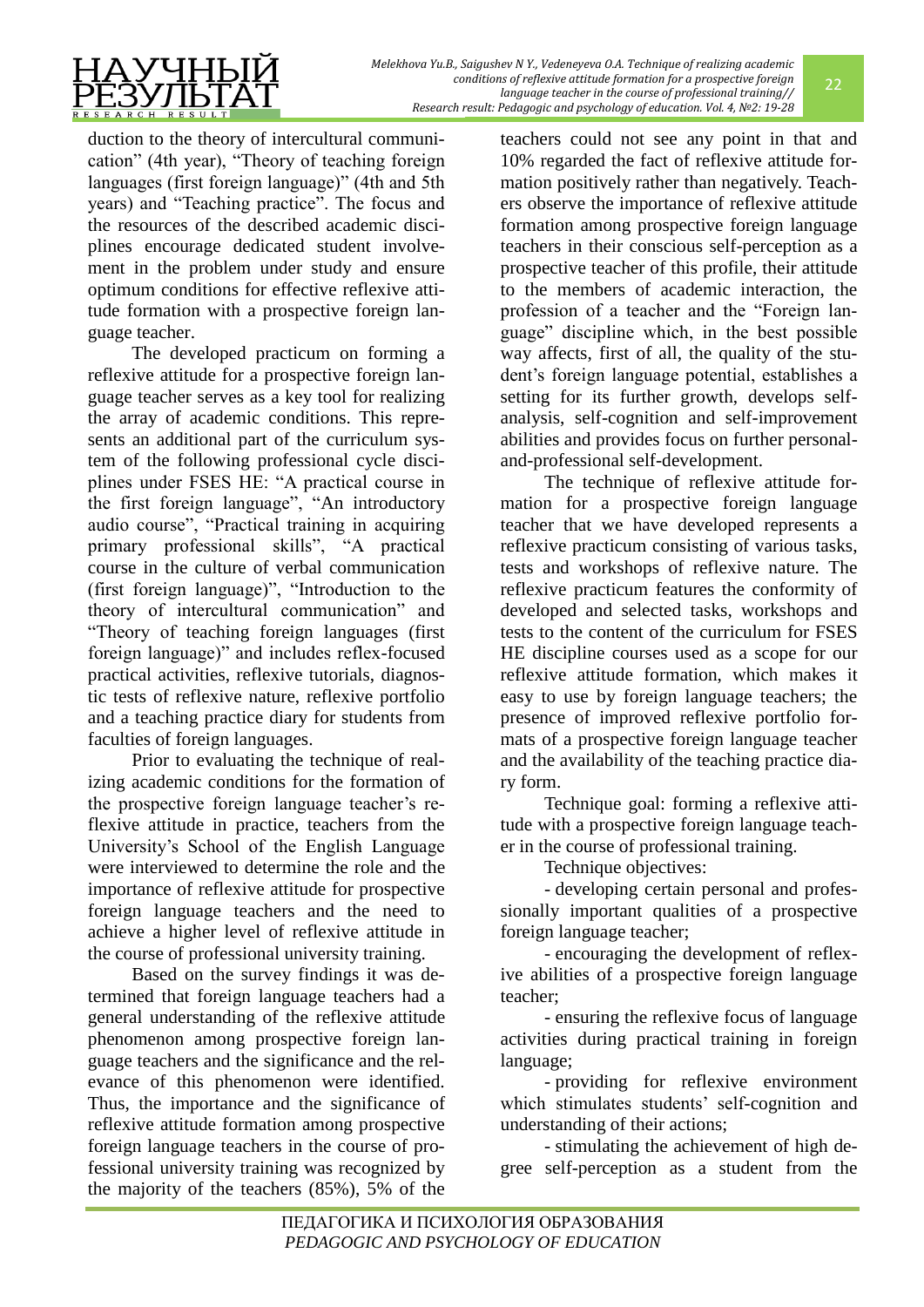duction to the theory of intercultural communication" (4th year), "Theory of teaching foreign languages (first foreign language)" (4th and 5th years) and "Teaching practice". The focus and the resources of the described academic disciplines encourage dedicated student involvement in the problem under study and ensure optimum conditions for effective reflexive attitude formation with a prospective foreign language teacher.

The developed practicum on forming a reflexive attitude for a prospective foreign language teacher serves as a key tool for realizing the array of academic conditions. This represents an additional part of the curriculum system of the following professional cycle disciplines under FSES HE: "A practical course in the first foreign language", "An introductory audio course", "Practical training in acquiring primary professional skills", "A practical course in the culture of verbal communication (first foreign language)", "Introduction to the theory of intercultural communication" and "Theory of teaching foreign languages (first foreign language)" and includes reflex-focused practical activities, reflexive tutorials, diagnostic tests of reflexive nature, reflexive portfolio and a teaching practice diary for students from faculties of foreign languages.

Prior to evaluating the technique of realizing academic conditions for the formation of the prospective foreign language teacher's reflexive attitude in practice, teachers from the University's School of the English Language were interviewed to determine the role and the importance of reflexive attitude for prospective foreign language teachers and the need to achieve a higher level of reflexive attitude in the course of professional university training.

Based on the survey findings it was determined that foreign language teachers had a general understanding of the reflexive attitude phenomenon among prospective foreign language teachers and the significance and the relevance of this phenomenon were identified. Thus, the importance and the significance of reflexive attitude formation among prospective foreign language teachers in the course of professional university training was recognized by the majority of the teachers (85%), 5% of the teachers could not see any point in that and 10% regarded the fact of reflexive attitude formation positively rather than negatively. Teachers observe the importance of reflexive attitude formation among prospective foreign language teachers in their conscious self-perception as a prospective teacher of this profile, their attitude to the members of academic interaction, the profession of a teacher and the "Foreign language" discipline which, in the best possible way affects, first of all, the quality of the student's foreign language potential, establishes a setting for its further growth, develops self-analysis, self-cognition and self-improvement abilities and provides focus on further personal-and-professional self-development.

The technique of reflexive attitude formation for a prospective foreign language teacher that we have developed represents a reflexive practicum consisting of various tasks, tests and workshops of reflexive nature. The reflexive practicum features the conformity of developed and selected tasks, workshops and tests to the content of the curriculum for FSES HE discipline courses used as a scope for our reflexive attitude formation, which makes it easy to use by foreign language teachers; the presence of improved reflexive portfolio formats of a prospective foreign language teacher and the availability of the teaching practice diary form.

Technique goal: forming a reflexive attitude with a prospective foreign language teacher in the course of professional training.

Technique objectives:

- developing certain personal and professionally important qualities of a prospective foreign language teacher;

- encouraging the development of reflexive abilities of a prospective foreign language teacher;

- ensuring the reflexive focus of language activities during practical training in foreign language;

- providing for reflexive environment which stimulates students' self-cognition and understanding of their actions;

- stimulating the achievement of high degree self-perception as a student from the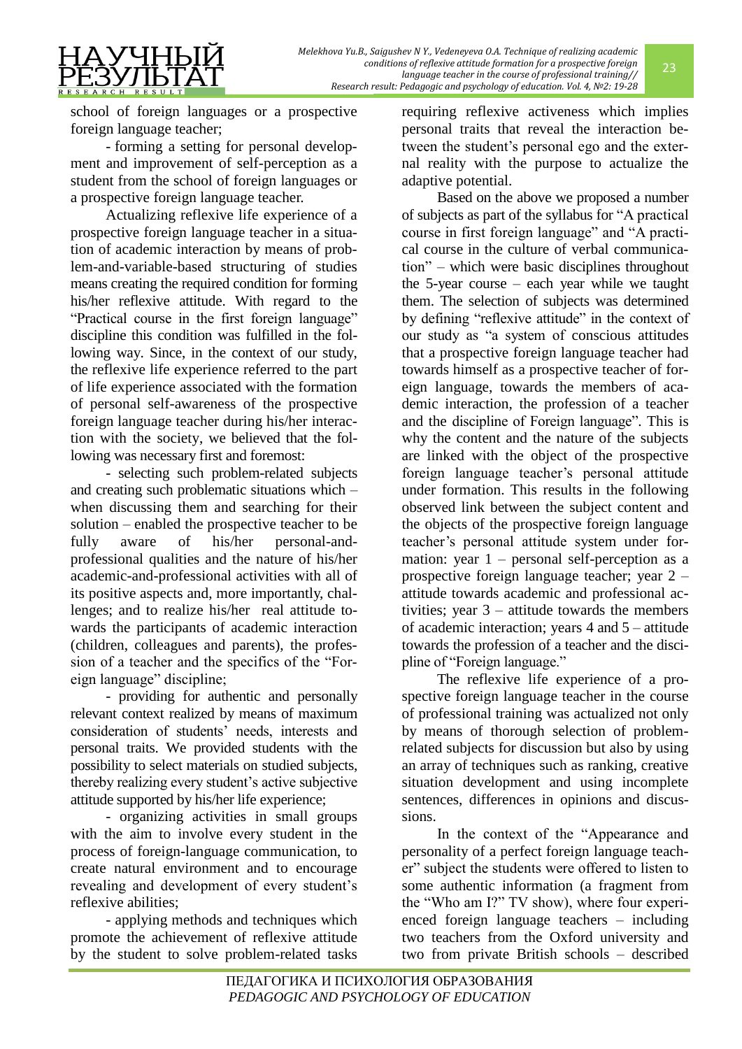school of foreign languages or a prospective foreign language teacher;

- forming a setting for personal development and improvement of self-perception as a student from the school of foreign languages or a prospective foreign language teacher.

Actualizing reflexive life experience of a prospective foreign language teacher in a situation of academic interaction by means of problem-and-variable-based structuring of studies means creating the required condition for forming his/her reflexive attitude. With regard to the "Practical course in the first foreign language" discipline this condition was fulfilled in the following way. Since, in the context of our study, the reflexive life experience referred to the part of life experience associated with the formation of personal self-awareness of the prospective foreign language teacher during his/her interaction with the society, we believed that the following was necessary first and foremost:

- selecting such problem-related subjects and creating such problematic situations which – when discussing them and searching for their solution – enabled the prospective teacher to be fully aware of his/her personal-and-professional qualities and the nature of his/her academic-and-professional activities with all of its positive aspects and, more importantly, challenges; and to realize his/her real attitude towards the participants of academic interaction (children, colleagues and parents), the profession of a teacher and the specifics of the "Foreign language" discipline;

- providing for authentic and personally relevant context realized by means of maximum consideration of students' needs, interests and personal traits. We provided students with the possibility to select materials on studied subjects, thereby realizing every student's active subjective attitude supported by his/her life experience;

- organizing activities in small groups with the aim to involve every student in the process of foreign-language communication, to create natural environment and to encourage revealing and development of every student's reflexive abilities;

- applying methods and techniques which promote the achievement of reflexive attitude by the student to solve problem-related tasks requiring reflexive activeness which implies personal traits that reveal the interaction between the student's personal ego and the external reality with the purpose to actualize the adaptive potential.

Based on the above we proposed a number of subjects as part of the syllabus for "A practical course in first foreign language" and "A practical course in the culture of verbal communication" – which were basic disciplines throughout the 5-year course – each year while we taught them. The selection of subjects was determined by defining "reflexive attitude" in the context of our study as "a system of conscious attitudes that a prospective foreign language teacher had towards himself as a prospective teacher of foreign language, towards the members of academic interaction, the profession of a teacher and the discipline of Foreign language". This is why the content and the nature of the subjects are linked with the object of the prospective foreign language teacher's personal attitude under formation. This results in the following observed link between the subject content and the objects of the prospective foreign language teacher's personal attitude system under formation: year 1 – personal self-perception as a prospective foreign language teacher; year 2 – attitude towards academic and professional activities; year 3 – attitude towards the members of academic interaction; years 4 and 5 – attitude towards the profession of a teacher and the discipline of "Foreign language."

The reflexive life experience of a prospective foreign language teacher in the course of professional training was actualized not only by means of thorough selection of problem-related subjects for discussion but also by using an array of techniques such as ranking, creative situation development and using incomplete sentences, differences in opinions and discussions.

In the context of the "Appearance and personality of a perfect foreign language teacher" subject the students were offered to listen to some authentic information (a fragment from the "Who am I?" TV show), where four experienced foreign language teachers – including two teachers from the Oxford university and two from private British schools – described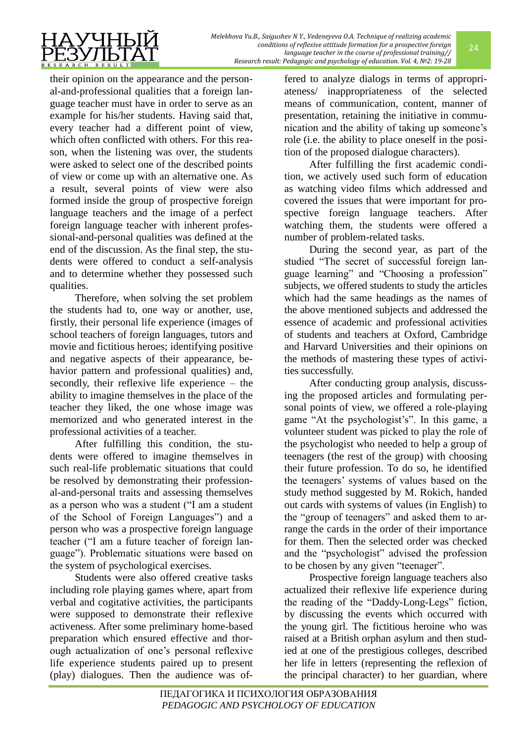their opinion on the appearance and the personal-and-professional qualities that a foreign language teacher must have in order to serve as an example for his/her students. Having said that, every teacher had a different point of view, which often conflicted with others. For this reason, when the listening was over, the students were asked to select one of the described points of view or come up with an alternative one. As a result, several points of view were also formed inside the group of prospective foreign language teachers and the image of a perfect foreign language teacher with inherent professional-and-personal qualities was defined at the end of the discussion. As the final step, the students were offered to conduct a self-analysis and to determine whether they possessed such qualities.

Therefore, when solving the set problem the students had to, one way or another, use, firstly, their personal life experience (images of school teachers of foreign languages, tutors and movie and fictitious heroes; identifying positive and negative aspects of their appearance, behavior pattern and professional qualities) and, secondly, their reflexive life experience – the ability to imagine themselves in the place of the teacher they liked, the one whose image was memorized and who generated interest in the professional activities of a teacher.

After fulfilling this condition, the students were offered to imagine themselves in such real-life problematic situations that could be resolved by demonstrating their professional-and-personal traits and assessing themselves as a person who was a student ("I am a student of the School of Foreign Languages") and a person who was a prospective foreign language teacher ("I am a future teacher of foreign language"). Problematic situations were based on the system of psychological exercises.

Students were also offered creative tasks including role playing games where, apart from verbal and cogitative activities, the participants were supposed to demonstrate their reflexive activeness. After some preliminary home-based preparation which ensured effective and thorough actualization of one's personal reflexive life experience students paired up to present (play) dialogues. Then the audience was offered to analyze dialogs in terms of appropriateness/ inappropriateness of the selected means of communication, content, manner of presentation, retaining the initiative in communication and the ability of taking up someone's role (i.e. the ability to place oneself in the position of the proposed dialogue characters).

After fulfilling the first academic condition, we actively used such form of education as watching video films which addressed and covered the issues that were important for prospective foreign language teachers. After watching them, the students were offered a number of problem-related tasks.

During the second year, as part of the studied "The secret of successful foreign language learning" and "Choosing a profession" subjects, we offered students to study the articles which had the same headings as the names of the above mentioned subjects and addressed the essence of academic and professional activities of students and teachers at Oxford, Cambridge and Harvard Universities and their opinions on the methods of mastering these types of activities successfully.

After conducting group analysis, discussing the proposed articles and formulating personal points of view, we offered a role-playing game "At the psychologist's". In this game, a volunteer student was picked to play the role of the psychologist who needed to help a group of teenagers (the rest of the group) with choosing their future profession. To do so, he identified the teenagers' systems of values based on the study method suggested by M. Rokich, handed out cards with systems of values (in English) to the "group of teenagers" and asked them to arrange the cards in the order of their importance for them. Then the selected order was checked and the "psychologist" advised the profession to be chosen by any given "teenager".

Prospective foreign language teachers also actualized their reflexive life experience during the reading of the "Daddy-Long-Legs" fiction, by discussing the events which occurred with the young girl. The fictitious heroine who was raised at a British orphan asylum and then studied at one of the prestigious colleges, described her life in letters (representing the reflexion of the principal character) to her guardian, where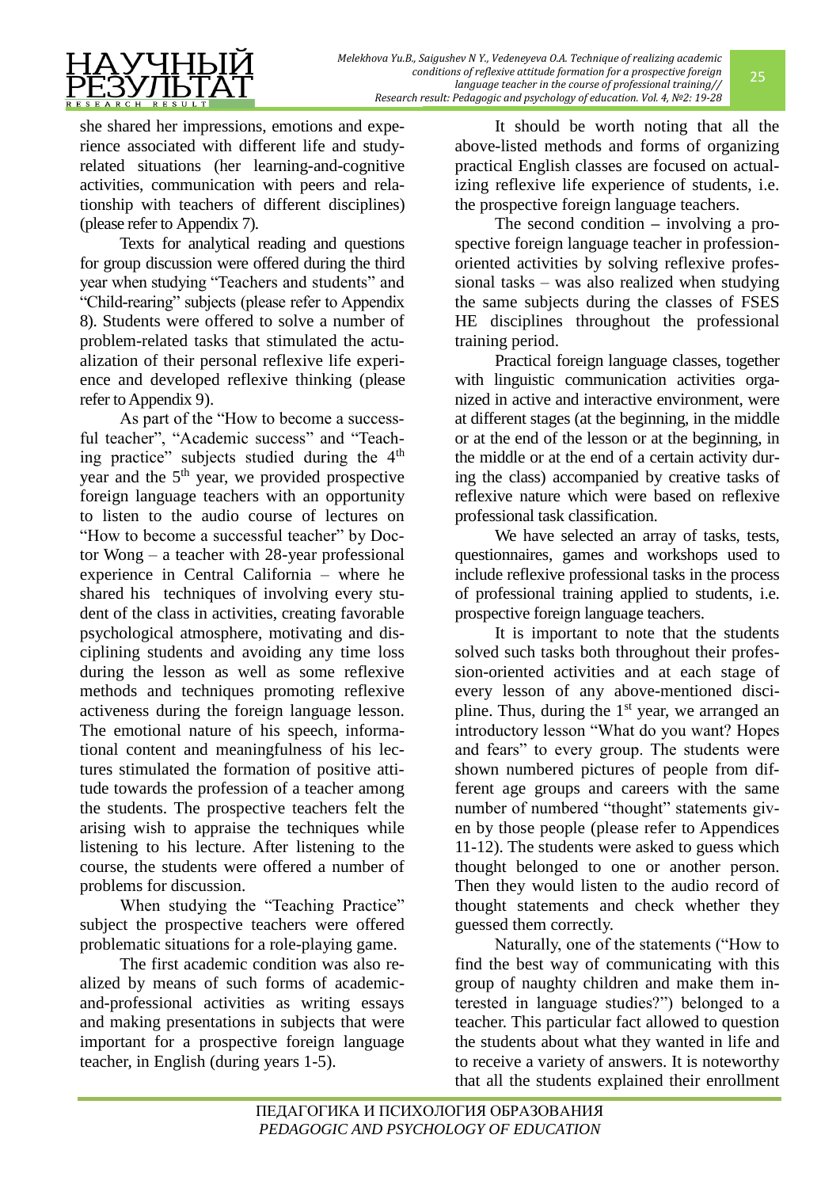she shared her impressions, emotions and experience associated with different life and study-related situations (her learning-and-cognitive activities, communication with peers and relationship with teachers of different disciplines) (please refer to Appendix 7).

Texts for analytical reading and questions for group discussion were offered during the third year when studying "Teachers and students" and "Child-rearing" subjects (please refer to Appendix 8). Students were offered to solve a number of problem-related tasks that stimulated the actualization of their personal reflexive life experience and developed reflexive thinking (please refer to Appendix 9).

As part of the "How to become a successful teacher", "Academic success" and "Teaching practice" subjects studied during the 4th year and the 5th year, we provided prospective foreign language teachers with an opportunity to listen to the audio course of lectures on "How to become a successful teacher" by Doctor Wong – a teacher with 28-year professional experience in Central California – where he shared his techniques of involving every student of the class in activities, creating favorable psychological atmosphere, motivating and disciplining students and avoiding any time loss during the lesson as well as some reflexive methods and techniques promoting reflexive activeness during the foreign language lesson. The emotional nature of his speech, informational content and meaningfulness of his lectures stimulated the formation of positive attitude towards the profession of a teacher among the students. The prospective teachers felt the arising wish to appraise the techniques while listening to his lecture. After listening to the course, the students were offered a number of problems for discussion.

When studying the "Teaching Practice" subject the prospective teachers were offered problematic situations for a role-playing game.

The first academic condition was also realized by means of such forms of academic-and-professional activities as writing essays and making presentations in subjects that were important for a prospective foreign language teacher, in English (during years 1-5).

It should be worth noting that all the above-listed methods and forms of organizing practical English classes are focused on actualizing reflexive life experience of students, i.e. the prospective foreign language teachers.

The second condition – involving a prospective foreign language teacher in profession-oriented activities by solving reflexive professional tasks – was also realized when studying the same subjects during the classes of FSES HE disciplines throughout the professional training period.

Practical foreign language classes, together with linguistic communication activities organized in active and interactive environment, were at different stages (at the beginning, in the middle or at the end of the lesson or at the beginning, in the middle or at the end of a certain activity during the class) accompanied by creative tasks of reflexive nature which were based on reflexive professional task classification.

We have selected an array of tasks, tests, questionnaires, games and workshops used to include reflexive professional tasks in the process of professional training applied to students, i.e. prospective foreign language teachers.

It is important to note that the students solved such tasks both throughout their profession-oriented activities and at each stage of every lesson of any above-mentioned discipline. Thus, during the 1st year, we arranged an introductory lesson "What do you want? Hopes and fears" to every group. The students were shown numbered pictures of people from different age groups and careers with the same number of numbered "thought" statements given by those people (please refer to Appendices 11-12). The students were asked to guess which thought belonged to one or another person. Then they would listen to the audio record of thought statements and check whether they guessed them correctly.

Naturally, one of the statements ("How to find the best way of communicating with this group of naughty children and make them interested in language studies?") belonged to a teacher. This particular fact allowed to question the students about what they wanted in life and to receive a variety of answers. It is noteworthy that all the students explained their enrollment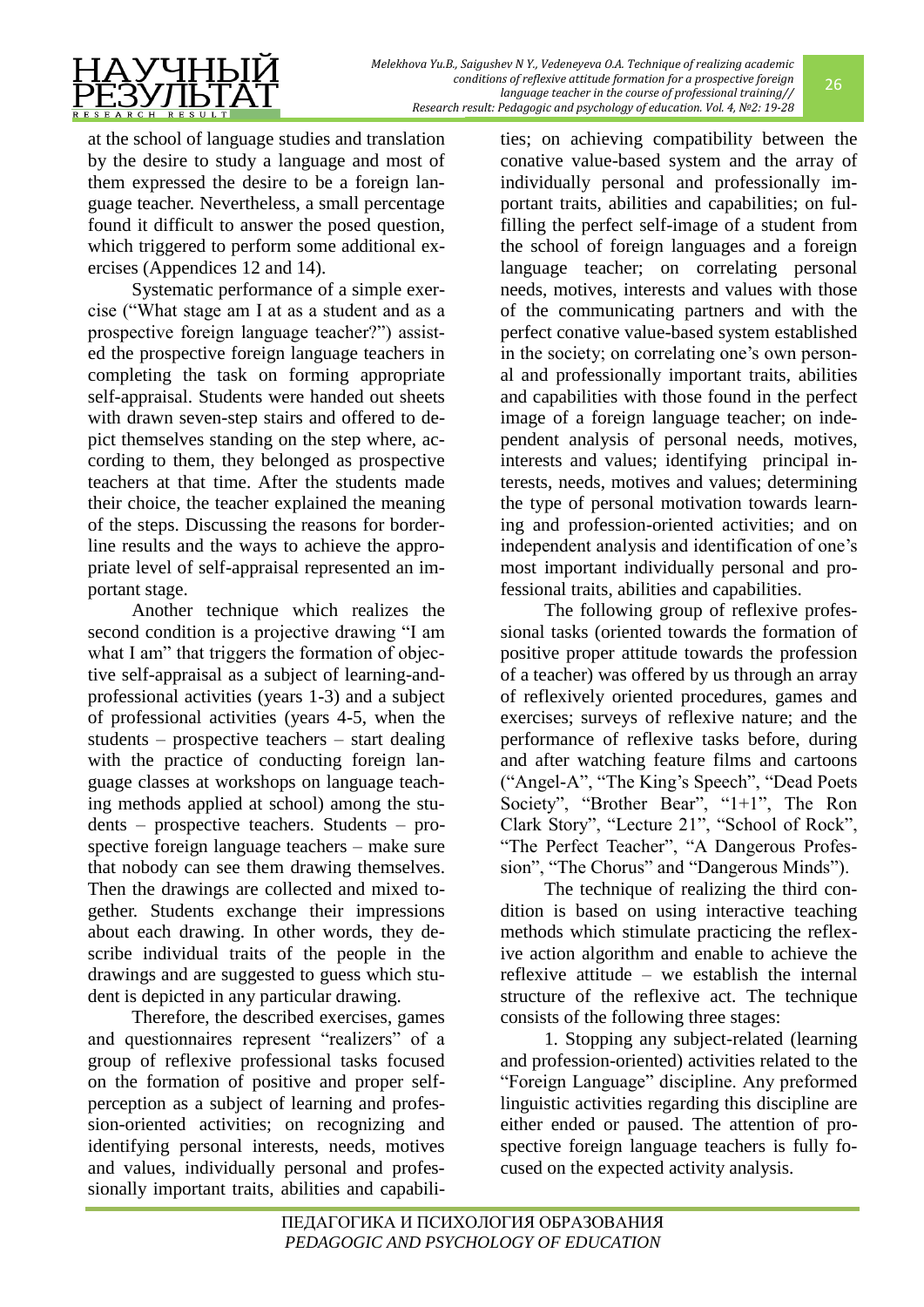at the school of language studies and translation by the desire to study a language and most of them expressed the desire to be a foreign language teacher. Nevertheless, a small percentage found it difficult to answer the posed question, which triggered to perform some additional exercises (Appendices 12 and 14).

Systematic performance of a simple exercise ("What stage am I at as a student and as a prospective foreign language teacher?") assisted the prospective foreign language teachers in completing the task on forming appropriate self-appraisal. Students were handed out sheets with drawn seven-step stairs and offered to depict themselves standing on the step where, according to them, they belonged as prospective teachers at that time. After the students made their choice, the teacher explained the meaning of the steps. Discussing the reasons for borderline results and the ways to achieve the appropriate level of self-appraisal represented an important stage.

Another technique which realizes the second condition is a projective drawing "I am what I am" that triggers the formation of objective self-appraisal as a subject of learning-and-professional activities (years 1-3) and a subject of professional activities (years 4-5, when the students – prospective teachers – start dealing with the practice of conducting foreign language classes at workshops on language teaching methods applied at school) among the students – prospective teachers. Students – prospective foreign language teachers – make sure that nobody can see them drawing themselves. Then the drawings are collected and mixed together. Students exchange their impressions about each drawing. In other words, they describe individual traits of the people in the drawings and are suggested to guess which student is depicted in any particular drawing.

Therefore, the described exercises, games and questionnaires represent "realizers" of a group of reflexive professional tasks focused on the formation of positive and proper self-perception as a subject of learning and profession-oriented activities; on recognizing and identifying personal interests, needs, motives and values, individually personal and professionally important traits, abilities and capabilities; on achieving compatibility between the conative value-based system and the array of individually personal and professionally important traits, abilities and capabilities; on fulfilling the perfect self-image of a student from the school of foreign languages and a foreign language teacher; on correlating personal needs, motives, interests and values with those of the communicating partners and with the perfect conative value-based system established in the society; on correlating one's own personal and professionally important traits, abilities and capabilities with those found in the perfect image of a foreign language teacher; on independent analysis of personal needs, motives, interests and values; identifying principal interests, needs, motives and values; determining the type of personal motivation towards learning and profession-oriented activities; and on independent analysis and identification of one's most important individually personal and professional traits, abilities and capabilities.

The following group of reflexive professional tasks (oriented towards the formation of positive proper attitude towards the profession of a teacher) was offered by us through an array of reflexively oriented procedures, games and exercises; surveys of reflexive nature; and the performance of reflexive tasks before, during and after watching feature films and cartoons ("Angel-A", "The King's Speech", "Dead Poets Society", "Brother Bear", "1+1", The Ron Clark Story", "Lecture 21", "School of Rock", "The Perfect Teacher", "A Dangerous Profession", "The Chorus" and "Dangerous Minds").

The technique of realizing the third condition is based on using interactive teaching methods which stimulate practicing the reflexive action algorithm and enable to achieve the reflexive attitude – we establish the internal structure of the reflexive act. The technique consists of the following three stages:

1. Stopping any subject-related (learning and profession-oriented) activities related to the "Foreign Language" discipline. Any preformed linguistic activities regarding this discipline are either ended or paused. The attention of prospective foreign language teachers is fully focused on the expected activity analysis.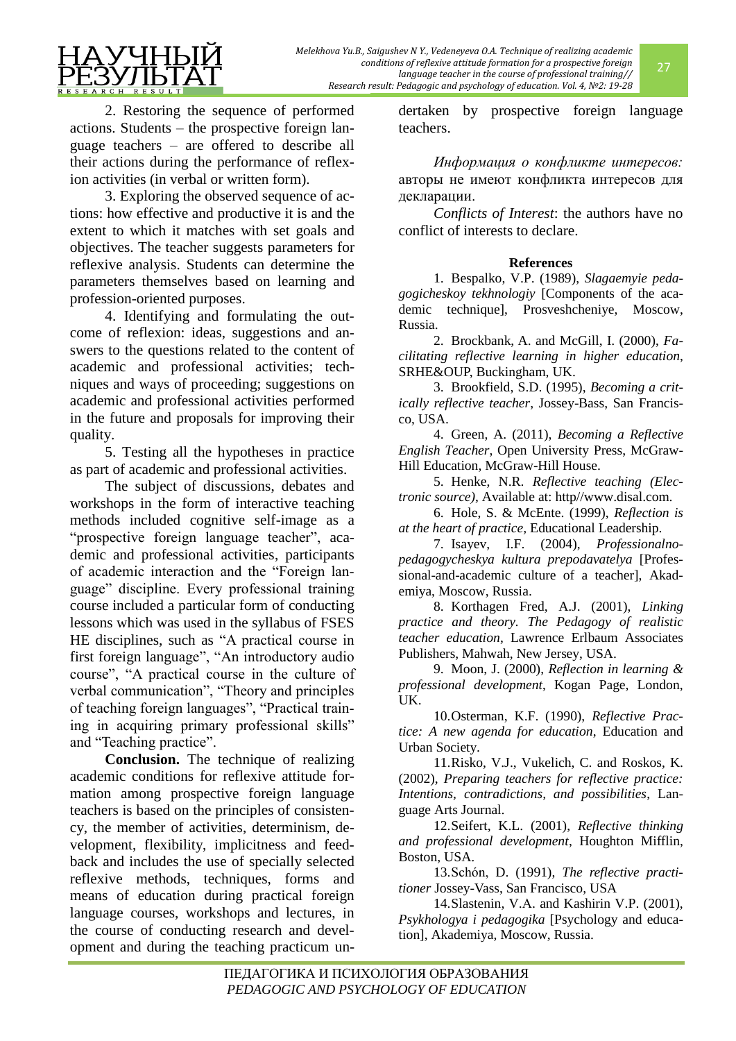2. Restoring the sequence of performed actions. Students – the prospective foreign language teachers – are offered to describe all their actions during the performance of reflexion activities (in verbal or written form).

3. Exploring the observed sequence of actions: how effective and productive it is and the extent to which it matches with set goals and objectives. The teacher suggests parameters for reflexive analysis. Students can determine the parameters themselves based on learning and profession-oriented purposes.

4. Identifying and formulating the outcome of reflexion: ideas, suggestions and answers to the questions related to the content of academic and professional activities; techniques and ways of proceeding; suggestions on academic and professional activities performed in the future and proposals for improving their quality.

5. Testing all the hypotheses in practice as part of academic and professional activities.

The subject of discussions, debates and workshops in the form of interactive teaching methods included cognitive self-image as a "prospective foreign language teacher", academic and professional activities, participants of academic interaction and the "Foreign language" discipline. Every professional training course included a particular form of conducting lessons which was used in the syllabus of FSES HE disciplines, such as "A practical course in first foreign language", "An introductory audio course", "A practical course in the culture of verbal communication", "Theory and principles of teaching foreign languages", "Practical training in acquiring primary professional skills" and "Teaching practice".

**Conclusion.** The technique of realizing academic conditions for reflexive attitude formation among prospective foreign language teachers is based on the principles of consistency, the member of activities, determinism, development, flexibility, implicitness and feedback and includes the use of specially selected reflexive methods, techniques, forms and means of education during practical foreign language courses, workshops and lectures, in the course of conducting research and development and during the teaching practicum undertaken by prospective foreign language teachers.

*Информация о конфликте интересов:* авторы не имеют конфликта интересов для декларации.

*Conflicts of Interest*: the authors have no conflict of interests to declare.

**References**

1. Bespalko, V.P. (1989), *Slagaemyie pedagogicheskoy tekhnologiy* [Components of the academic technique], Prosveshcheniye, Moscow, Russia.

2. Brockbank, A. and McGill, I. (2000), *Facilitating reflective learning in higher education*, SRHE&OUP, Buckingham, UK.

3. Brookfield, S.D. (1995), *Becoming a critically reflective teacher*, Jossey-Bass, San Francisco, USA.

4. Green, A. (2011), *Becoming a Reflective English Teacher*, Open University Press, McGraw-Hill Education, McGraw-Hill House.

5. Henke, N.R. *Reflective teaching (Electronic source)*, Available at: http//www.disal.com.

6. Hole, S. & McEnte. (1999), *Reflection is at the heart of practice*, Educational Leadership.

7. Isayev, I.F. (2004), *Professionalno-pedagogycheskya kultura prepodavatelya* [Professional-and-academic culture of a teacher], Akademiya, Moscow, Russia.

8. Korthagen Fred, A.J. (2001), *Linking practice and theory. The Pedagogy of realistic teacher education*, Lawrence Erlbaum Associates Publishers, Mahwah, New Jersey, USA.

9. Moon, J. (2000), *Reflection in learning & professional development*, Kogan Page, London, UK.

10. Osterman, K.F. (1990), *Reflective Practice: A new agenda for education*, Education and Urban Society.

11. Risko, V.J., Vukelich, C. and Roskos, K. (2002), *Preparing teachers for reflective practice: Intentions, contradictions, and possibilities*, Language Arts Journal.

12. Seifert, K.L. (2001), *Reflective thinking and professional development*, Houghton Mifflin, Boston, USA.

13. Schón, D. (1991), *The reflective practitioner* Jossey-Vass, San Francisco, USA

14. Slastenin, V.A. and Kashirin V.P. (2001), *Psykhologya i pedagogika* [Psychology and education], Akademiya, Moscow, Russia.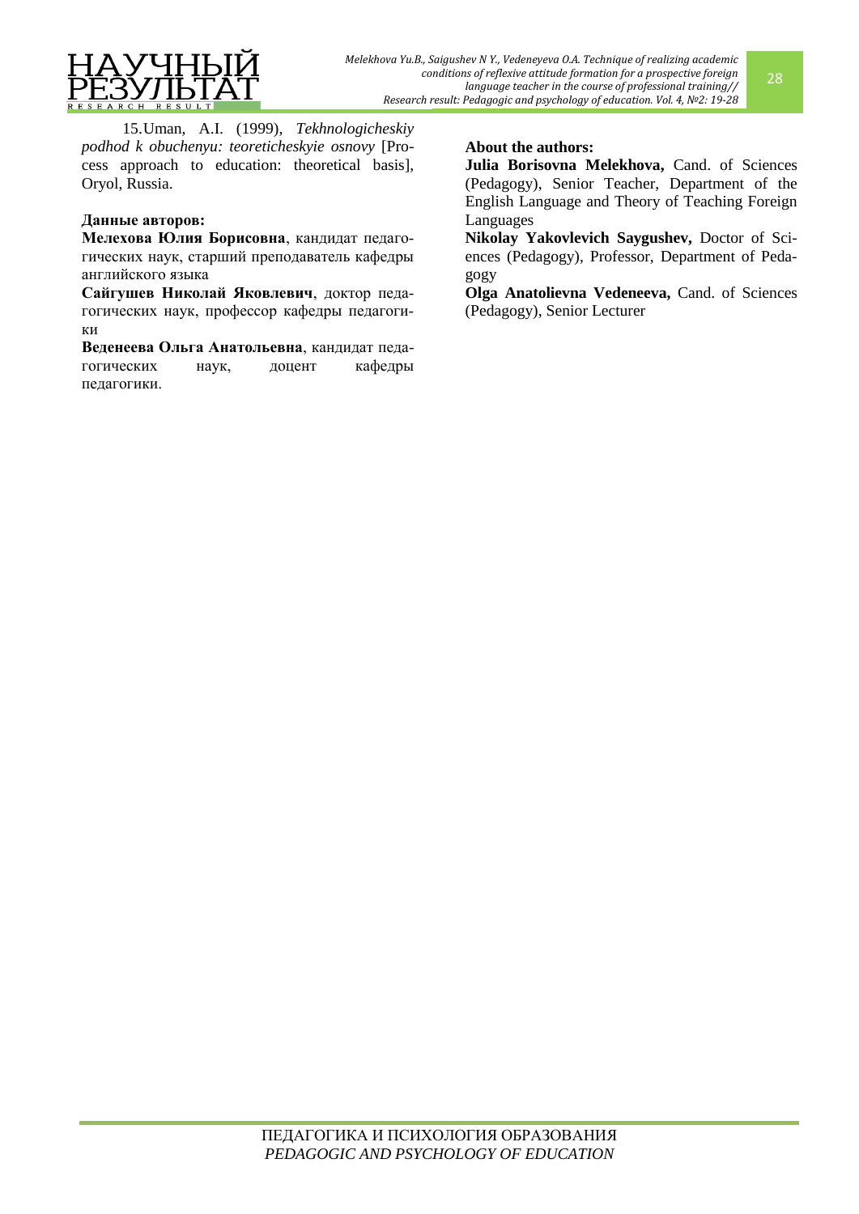15. Uman, A.I. (1999), *Tekhnologicheskiy podhod k obuchenyu: teoreticheskyie osnovy* [Process approach to education: theoretical basis], Oryol, Russia.

**Данные авторов:**

**Мелехова Юлия Борисовна**, кандидат педагогических наук, старший преподаватель кафедры английского языка

**Сайгушев Николай Яковлевич**, доктор педагогических наук, профессор кафедры педагогики

**Веденеева Ольга Анатольевна**, кандидат педагогических наук, доцент кафедры педагогики.

**About the authors:**

**Julia Borisovna Melekhova,** Cand. of Sciences (Pedagogy), Senior Teacher, Department of the English Language and Theory of Teaching Foreign Languages

**Nikolay Yakovlevich Saygushev,** Doctor of Sciences (Pedagogy), Professor, Department of Pedagogy

**Olga Anatolievna Vedeneeva,** Cand. of Sciences (Pedagogy), Senior Lecturer